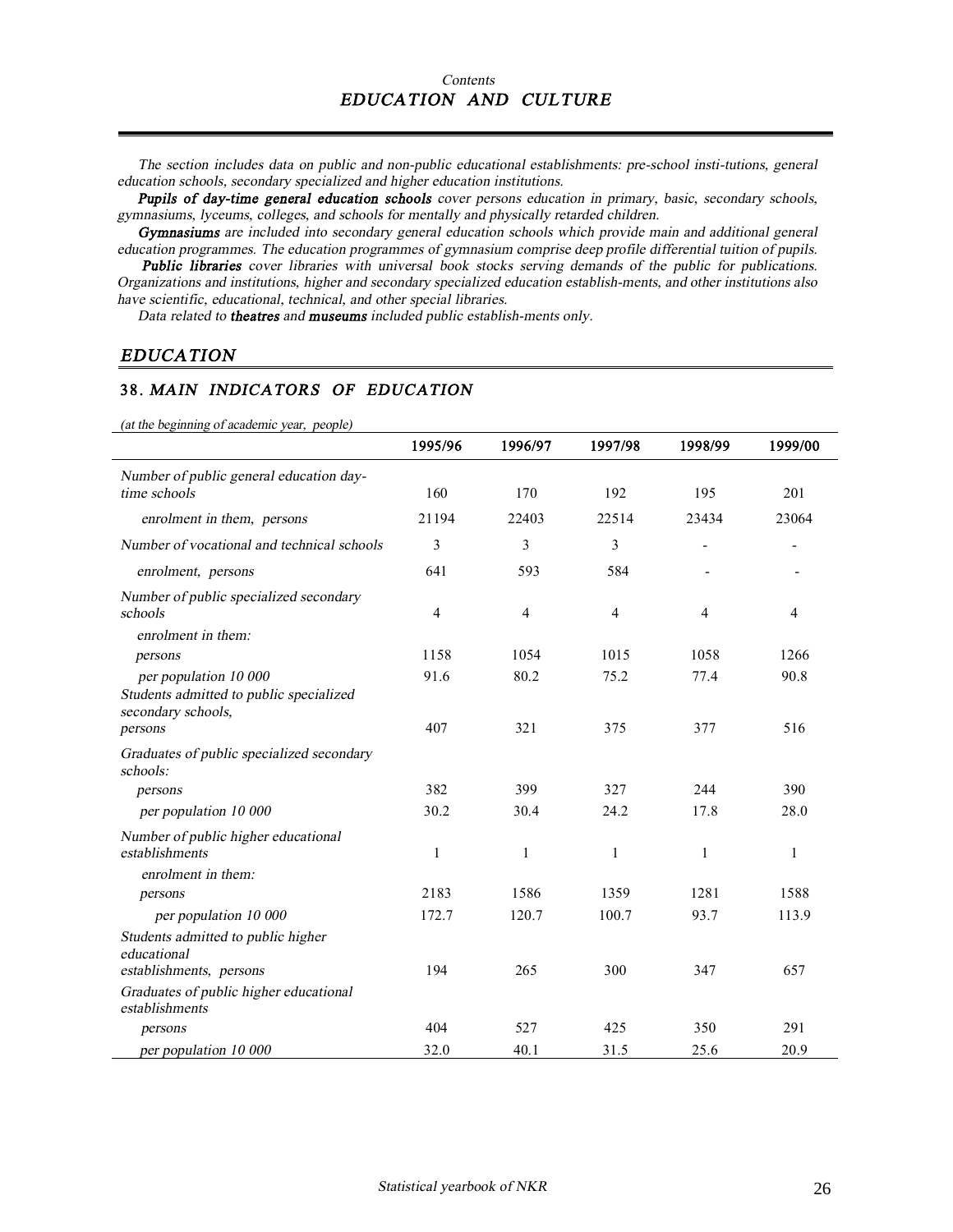*Contents*

# *EDUCATION AND CULTURE*

*The section includes data on public and non-public educational establishments: pre-school insti-tutions, general education schools, secondary specialized and higher education institutions.*

***Pupils of day-time general education schools*** *cover persons education in primary, basic, secondary schools, gymnasiums, lyceums, colleges, and schools for mentally and physically retarded children.*

***Gymnasiums*** *are included into secondary general education schools which provide main and additional general education programmes. The education programmes of gymnasium comprise deep profile differential tuition of pupils.*

***Public libraries*** *cover libraries with universal book stocks serving demands of the public for publications. Organizations and institutions, higher and secondary specialized education establish-ments, and other institutions also have scientific, educational, technical, and other special libraries.*

*Data related to* ***theatres*** *and* ***museums*** *included public establish-ments only.*

## *EDUCATION*

### 38. *MAIN INDICATORS OF EDUCATION*

*(at the beginning of academic year, people)*

| | 1995/96 | 1996/97 | 1997/98 | 1998/99 | 1999/00 |
|---|---|---|---|---|---|
| *Number of public general education day-time schools* | 160 | 170 | 192 | 195 | 201 |
| *enrolment in them, persons* | 21194 | 22403 | 22514 | 23434 | 23064 |
| *Number of vocational and technical schools* | 3 | 3 | 3 | - | - |
| *enrolment, persons* | 641 | 593 | 584 | - | - |
| *Number of public specialized secondary schools* | 4 | 4 | 4 | 4 | 4 |
| *enrolment in them:* | | | | | |
| *persons* | 1158 | 1054 | 1015 | 1058 | 1266 |
| *per population 10 000* | 91.6 | 80.2 | 75.2 | 77.4 | 90.8 |
| *Students admitted to public specialized secondary schools, persons* | 407 | 321 | 375 | 377 | 516 |
| *Graduates of public specialized secondary schools:* | | | | | |
| *persons* | 382 | 399 | 327 | 244 | 390 |
| *per population 10 000* | 30.2 | 30.4 | 24.2 | 17.8 | 28.0 |
| *Number of public higher educational establishments* | 1 | 1 | 1 | 1 | 1 |
| *enrolment in them:* | | | | | |
| *persons* | 2183 | 1586 | 1359 | 1281 | 1588 |
| *per population 10 000* | 172.7 | 120.7 | 100.7 | 93.7 | 113.9 |
| *Students admitted to public higher educational establishments, persons* | 194 | 265 | 300 | 347 | 657 |
| *Graduates of public higher educational establishments* | | | | | |
| *persons* | 404 | 527 | 425 | 350 | 291 |
| *per population 10 000* | 32.0 | 40.1 | 31.5 | 25.6 | 20.9 |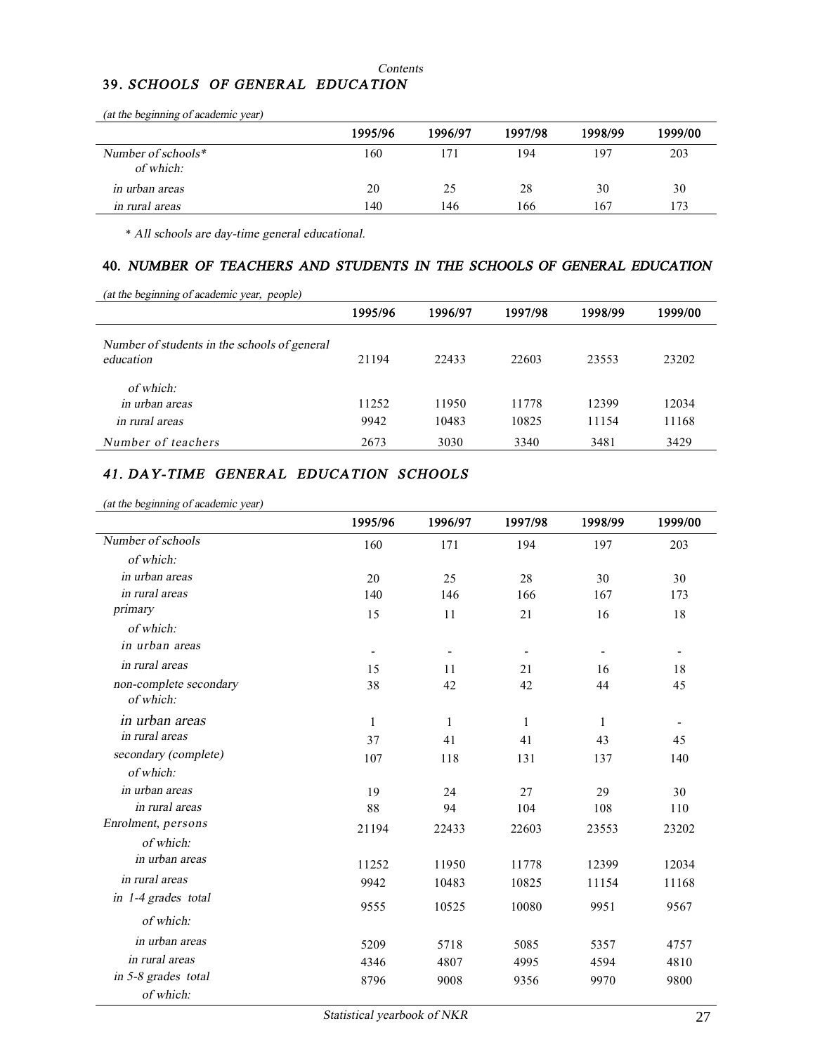*Contents*

## 39. *SCHOOLS OF GENERAL EDUCATION*

*(at the beginning of academic year)*

| | 1995/96 | 1996/97 | 1997/98 | 1998/99 | 1999/00 |
|---|---|---|---|---|---|
| *Number of schools** | 160 | 171 | 194 | 197 | 203 |
| *of which:* | | | | | |
| *in urban areas* | 20 | 25 | 28 | 30 | 30 |
| *in rural areas* | 140 | 146 | 166 | 167 | 173 |

\* *All schools are day-time general educational.*

## 40. *NUMBER OF TEACHERS AND STUDENTS IN THE SCHOOLS OF GENERAL EDUCATION*

*(at the beginning of academic year, people)*

| | 1995/96 | 1996/97 | 1997/98 | 1998/99 | 1999/00 |
|---|---|---|---|---|---|
| *Number of students in the schools of general education* | 21194 | 22433 | 22603 | 23553 | 23202 |
| *of which:* | | | | | |
| *in urban areas* | 11252 | 11950 | 11778 | 12399 | 12034 |
| *in rural areas* | 9942 | 10483 | 10825 | 11154 | 11168 |
| *Number of teachers* | 2673 | 3030 | 3340 | 3481 | 3429 |

## 41. *DAY-TIME GENERAL EDUCATION SCHOOLS*

*(at the beginning of academic year)*

| | 1995/96 | 1996/97 | 1997/98 | 1998/99 | 1999/00 |
|---|---|---|---|---|---|
| *Number of schools* | 160 | 171 | 194 | 197 | 203 |
| *of which:* | | | | | |
| *in urban areas* | 20 | 25 | 28 | 30 | 30 |
| *in rural areas* | 140 | 146 | 166 | 167 | 173 |
| *primary* | 15 | 11 | 21 | 16 | 18 |
| *of which:* | | | | | |
| *in urban areas* | - | - | - | - | - |
| *in rural areas* | 15 | 11 | 21 | 16 | 18 |
| *non-complete secondary* | 38 | 42 | 42 | 44 | 45 |
| *of which:* | | | | | |
| *in urban areas* | 1 | 1 | 1 | 1 | - |
| *in rural areas* | 37 | 41 | 41 | 43 | 45 |
| *secondary (complete)* | 107 | 118 | 131 | 137 | 140 |
| *of which:* | | | | | |
| *in urban areas* | 19 | 24 | 27 | 29 | 30 |
| *in rural areas* | 88 | 94 | 104 | 108 | 110 |
| *Enrolment, persons* | 21194 | 22433 | 22603 | 23553 | 23202 |
| *of which:* | | | | | |
| *in urban areas* | 11252 | 11950 | 11778 | 12399 | 12034 |
| *in rural areas* | 9942 | 10483 | 10825 | 11154 | 11168 |
| *in 1-4 grades total* | 9555 | 10525 | 10080 | 9951 | 9567 |
| *of which:* | | | | | |
| *in urban areas* | 5209 | 5718 | 5085 | 5357 | 4757 |
| *in rural areas* | 4346 | 4807 | 4995 | 4594 | 4810 |
| *in 5-8 grades total* | 8796 | 9008 | 9356 | 9970 | 9800 |
| *of which:* | | | | | |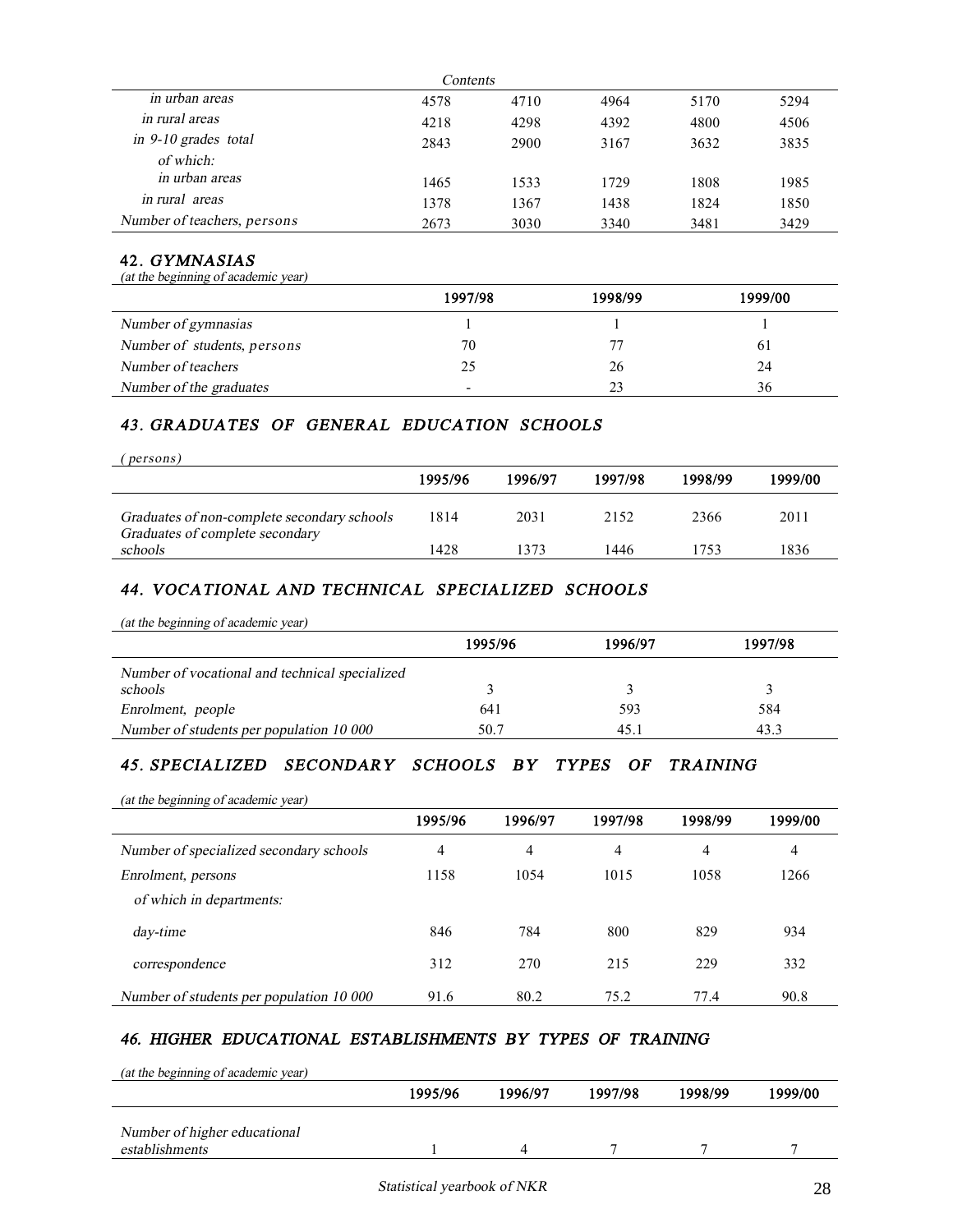| Contents | | | | | |
|---|---|---|---|---|---|
| *in urban areas* | 4578 | 4710 | 4964 | 5170 | 5294 |
| *in rural areas* | 4218 | 4298 | 4392 | 4800 | 4506 |
| *in 9-10 grades total* | 2843 | 2900 | 3167 | 3632 | 3835 |
| *of which:* | | | | | |
| *in urban areas* | 1465 | 1533 | 1729 | 1808 | 1985 |
| *in rural areas* | 1378 | 1367 | 1438 | 1824 | 1850 |
| *Number of teachers, persons* | 2673 | 3030 | 3340 | 3481 | 3429 |

## 42. *GYMNASIAS*

*(at the beginning of academic year)*

| | 1997/98 | 1998/99 | 1999/00 |
|---|---|---|---|
| *Number of gymnasias* | 1 | 1 | 1 |
| *Number of students, persons* | 70 | 77 | 61 |
| *Number of teachers* | 25 | 26 | 24 |
| *Number of the graduates* | - | 23 | 36 |

## *43. GRADUATES OF GENERAL EDUCATION SCHOOLS*

*(persons)*

| | 1995/96 | 1996/97 | 1997/98 | 1998/99 | 1999/00 |
|---|---|---|---|---|---|
| *Graduates of non-complete secondary schools* | 1814 | 2031 | 2152 | 2366 | 2011 |
| *Graduates of complete secondary schools* | 1428 | 1373 | 1446 | 1753 | 1836 |

## *44. VOCATIONAL AND TECHNICAL SPECIALIZED SCHOOLS*

*(at the beginning of academic year)*

| | 1995/96 | 1996/97 | 1997/98 |
|---|---|---|---|
| *Number of vocational and technical specialized schools* | 3 | 3 | 3 |
| *Enrolment, people* | 641 | 593 | 584 |
| *Number of students per population 10 000* | 50.7 | 45.1 | 43.3 |

## *45. SPECIALIZED SECONDARY SCHOOLS BY TYPES OF TRAINING*

*(at the beginning of academic year)*

| | 1995/96 | 1996/97 | 1997/98 | 1998/99 | 1999/00 |
|---|---|---|---|---|---|
| *Number of specialized secondary schools* | 4 | 4 | 4 | 4 | 4 |
| *Enrolment, persons* | 1158 | 1054 | 1015 | 1058 | 1266 |
| *of which in departments:* | | | | | |
| *day-time* | 846 | 784 | 800 | 829 | 934 |
| *correspondence* | 312 | 270 | 215 | 229 | 332 |
| *Number of students per population 10 000* | 91.6 | 80.2 | 75.2 | 77.4 | 90.8 |

## *46. HIGHER EDUCATIONAL ESTABLISHMENTS BY TYPES OF TRAINING*

*(at the beginning of academic year)*

| | 1995/96 | 1996/97 | 1997/98 | 1998/99 | 1999/00 |
|---|---|---|---|---|---|
| *Number of higher educational establishments* | 1 | 4 | 7 | 7 | 7 |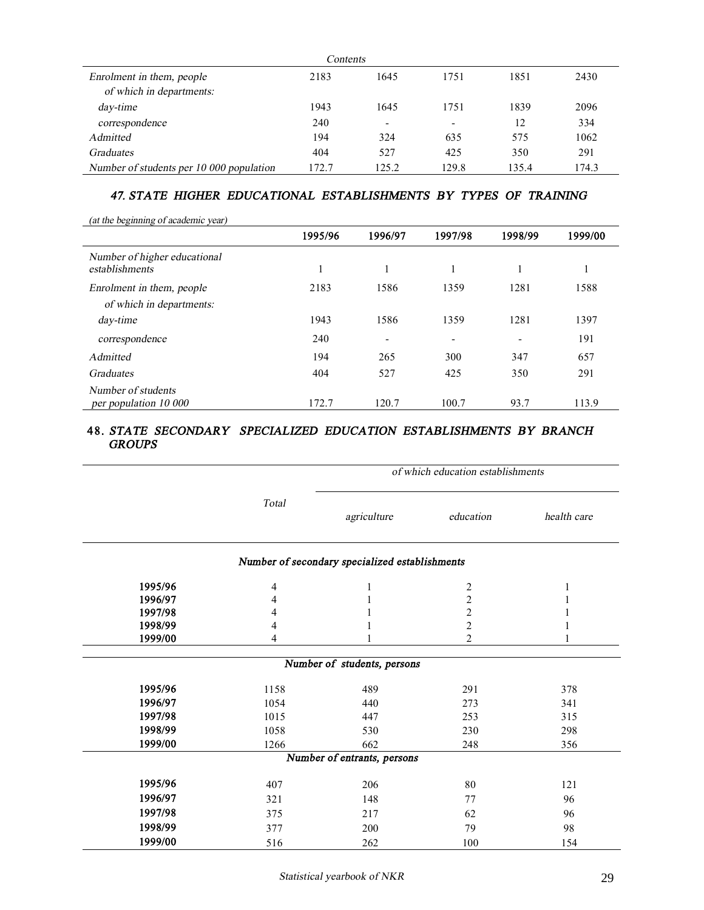| Contents | | | | | |
|---|---|---|---|---|---|
| Enrolment in them, people | 2183 | 1645 | 1751 | 1851 | 2430 |
| of which in departments: | | | | | |
| day-time | 1943 | 1645 | 1751 | 1839 | 2096 |
| correspondence | 240 | - | - | 12 | 334 |
| Admitted | 194 | 324 | 635 | 575 | 1062 |
| Graduates | 404 | 527 | 425 | 350 | 291 |
| Number of students per 10 000 population | 172.7 | 125.2 | 129.8 | 135.4 | 174.3 |

### 47. STATE HIGHER EDUCATIONAL ESTABLISHMENTS BY TYPES OF TRAINING

*(at the beginning of academic year)*

| | 1995/96 | 1996/97 | 1997/98 | 1998/99 | 1999/00 |
|---|---|---|---|---|---|
| Number of higher educational establishments | 1 | 1 | 1 | 1 | 1 |
| Enrolment in them, people | 2183 | 1586 | 1359 | 1281 | 1588 |
| of which in departments: | | | | | |
| day-time | 1943 | 1586 | 1359 | 1281 | 1397 |
| correspondence | 240 | - | - | - | 191 |
| Admitted | 194 | 265 | 300 | 347 | 657 |
| Graduates | 404 | 527 | 425 | 350 | 291 |
| Number of students per population 10 000 | 172.7 | 120.7 | 100.7 | 93.7 | 113.9 |

### 48. STATE SECONDARY SPECIALIZED EDUCATION ESTABLISHMENTS BY BRANCH GROUPS

| | Total | of which education establishments | | |
|---|---|---|---|---|
| | | agriculture | education | health care |
| **Number of secondary specialized establishments** | | | | |
| 1995/96 | 4 | 1 | 2 | 1 |
| 1996/97 | 4 | 1 | 2 | 1 |
| 1997/98 | 4 | 1 | 2 | 1 |
| 1998/99 | 4 | 1 | 2 | 1 |
| 1999/00 | 4 | 1 | 2 | 1 |
| **Number of students, persons** | | | | |
| 1995/96 | 1158 | 489 | 291 | 378 |
| 1996/97 | 1054 | 440 | 273 | 341 |
| 1997/98 | 1015 | 447 | 253 | 315 |
| 1998/99 | 1058 | 530 | 230 | 298 |
| 1999/00 | 1266 | 662 | 248 | 356 |
| **Number of entrants, persons** | | | | |
| 1995/96 | 407 | 206 | 80 | 121 |
| 1996/97 | 321 | 148 | 77 | 96 |
| 1997/98 | 375 | 217 | 62 | 96 |
| 1998/99 | 377 | 200 | 79 | 98 |
| 1999/00 | 516 | 262 | 100 | 154 |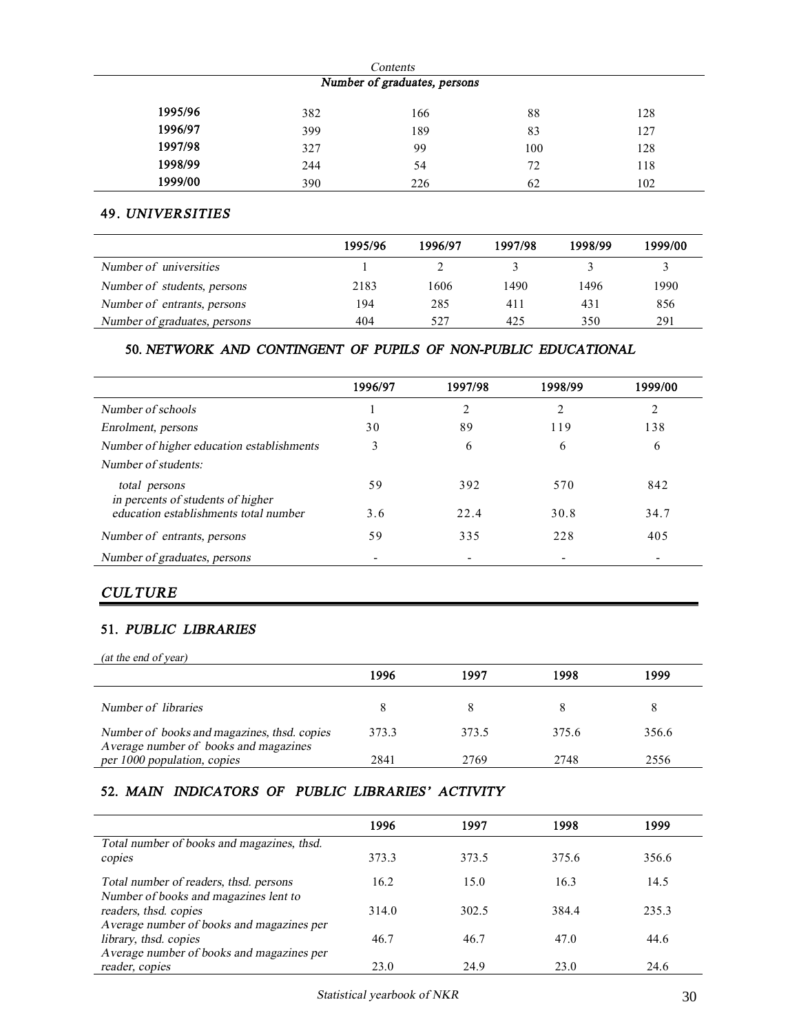*Contents*

| Number of graduates, persons | | | | |
|---|---|---|---|---|
| 1995/96 | 382 | 166 | 88 | 128 |
| 1996/97 | 399 | 189 | 83 | 127 |
| 1997/98 | 327 | 99 | 100 | 128 |
| 1998/99 | 244 | 54 | 72 | 118 |
| 1999/00 | 390 | 226 | 62 | 102 |

## 49. *UNIVERSITIES*

| | 1995/96 | 1996/97 | 1997/98 | 1998/99 | 1999/00 |
|---|---|---|---|---|---|
| *Number of universities* | 1 | 2 | 3 | 3 | 3 |
| *Number of students, persons* | 2183 | 1606 | 1490 | 1496 | 1990 |
| *Number of entrants, persons* | 194 | 285 | 411 | 431 | 856 |
| *Number of graduates, persons* | 404 | 527 | 425 | 350 | 291 |

## 50. *NETWORK AND CONTINGENT OF PUPILS OF NON-PUBLIC EDUCATIONAL*

| | 1996/97 | 1997/98 | 1998/99 | 1999/00 |
|---|---|---|---|---|
| *Number of schools* | 1 | 2 | 2 | 2 |
| *Enrolment, persons* | 30 | 89 | 119 | 138 |
| *Number of higher education establishments* | 3 | 6 | 6 | 6 |
| *Number of students:* | | | | |
| *total persons* | 59 | 392 | 570 | 842 |
| *in percents of students of higher education establishments total number* | 3.6 | 22.4 | 30.8 | 34.7 |
| *Number of entrants, persons* | 59 | 335 | 228 | 405 |
| *Number of graduates, persons* | - | - | - | - |

# *CULTURE*

## 51. *PUBLIC LIBRARIES*

*(at the end of year)*

| | 1996 | 1997 | 1998 | 1999 |
|---|---|---|---|---|
| *Number of libraries* | 8 | 8 | 8 | 8 |
| *Number of books and magazines, thsd. copies* | 373.3 | 373.5 | 375.6 | 356.6 |
| *Average number of books and magazines per 1000 population, copies* | 2841 | 2769 | 2748 | 2556 |

## 52. *MAIN INDICATORS OF PUBLIC LIBRARIES' ACTIVITY*

| | 1996 | 1997 | 1998 | 1999 |
|---|---|---|---|---|
| *Total number of books and magazines, thsd. copies* | 373.3 | 373.5 | 375.6 | 356.6 |
| *Total number of readers, thsd. persons* | 16.2 | 15.0 | 16.3 | 14.5 |
| *Number of books and magazines lent to readers, thsd. copies* | 314.0 | 302.5 | 384.4 | 235.3 |
| *Average number of books and magazines per library, thsd. copies* | 46.7 | 46.7 | 47.0 | 44.6 |
| *Average number of books and magazines per reader, copies* | 23.0 | 24.9 | 23.0 | 24.6 |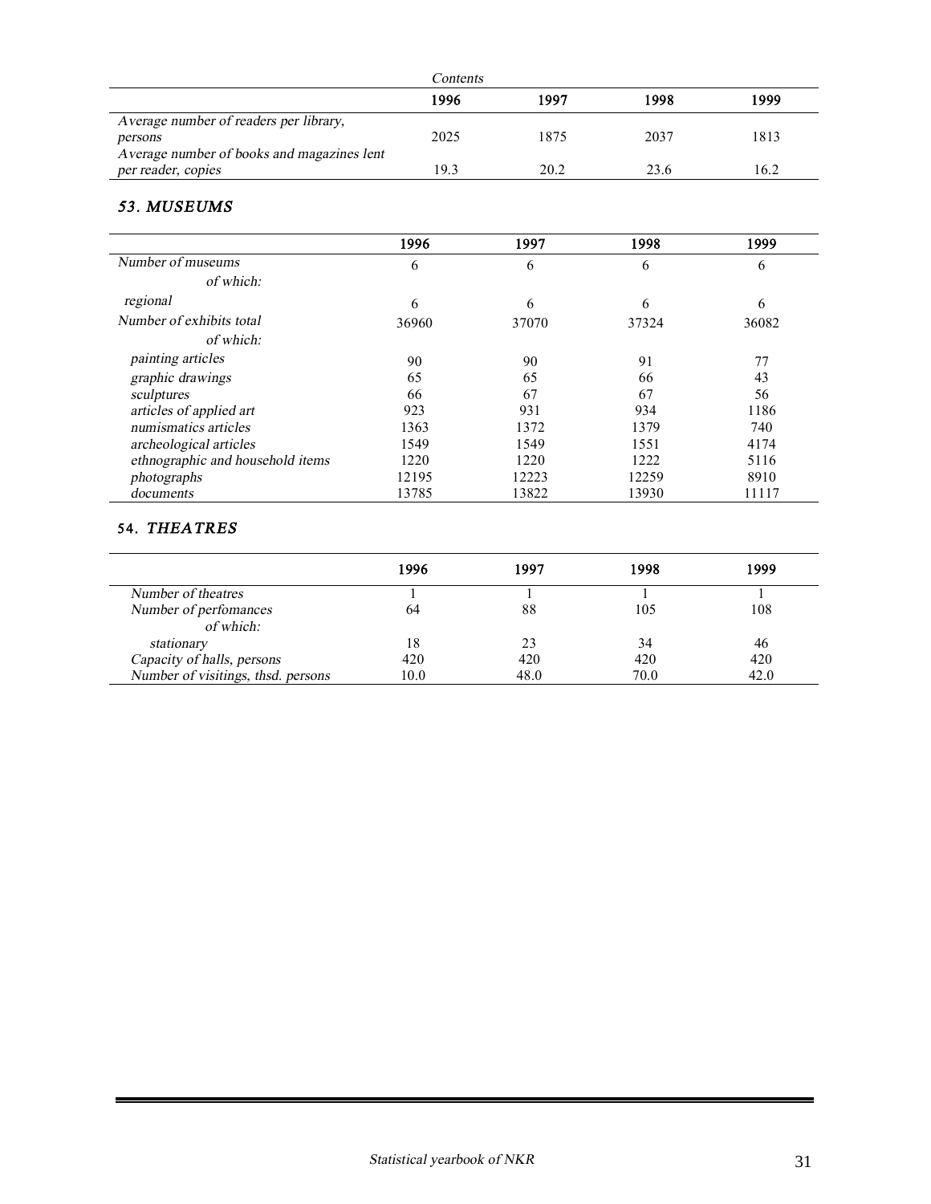*Contents*

| | 1996 | 1997 | 1998 | 1999 |
|---|---|---|---|---|
| *Average number of readers per library, persons* | 2025 | 1875 | 2037 | 1813 |
| *Average number of books and magazines lent per reader, copies* | 19.3 | 20.2 | 23.6 | 16.2 |

### *53. MUSEUMS*

| | 1996 | 1997 | 1998 | 1999 |
|---|---|---|---|---|
| *Number of museums* | 6 | 6 | 6 | 6 |
| *of which:* | | | | |
| *regional* | 6 | 6 | 6 | 6 |
| *Number of exhibits total* | 36960 | 37070 | 37324 | 36082 |
| *of which:* | | | | |
| *painting articles* | 90 | 90 | 91 | 77 |
| *graphic drawings* | 65 | 65 | 66 | 43 |
| *sculptures* | 66 | 67 | 67 | 56 |
| *articles of applied art* | 923 | 931 | 934 | 1186 |
| *numismatics articles* | 1363 | 1372 | 1379 | 740 |
| *archeological articles* | 1549 | 1549 | 1551 | 4174 |
| *ethnographic and household items* | 1220 | 1220 | 1222 | 5116 |
| *photographs* | 12195 | 12223 | 12259 | 8910 |
| *documents* | 13785 | 13822 | 13930 | 11117 |

### 54. *THEATRES*

| | 1996 | 1997 | 1998 | 1999 |
|---|---|---|---|---|
| *Number of theatres* | 1 | 1 | 1 | 1 |
| *Number of perfomances* | 64 | 88 | 105 | 108 |
| *of which:* | | | | |
| *stationary* | 18 | 23 | 34 | 46 |
| *Capacity of halls, persons* | 420 | 420 | 420 | 420 |
| *Number of visitings, thsd. persons* | 10.0 | 48.0 | 70.0 | 42.0 |